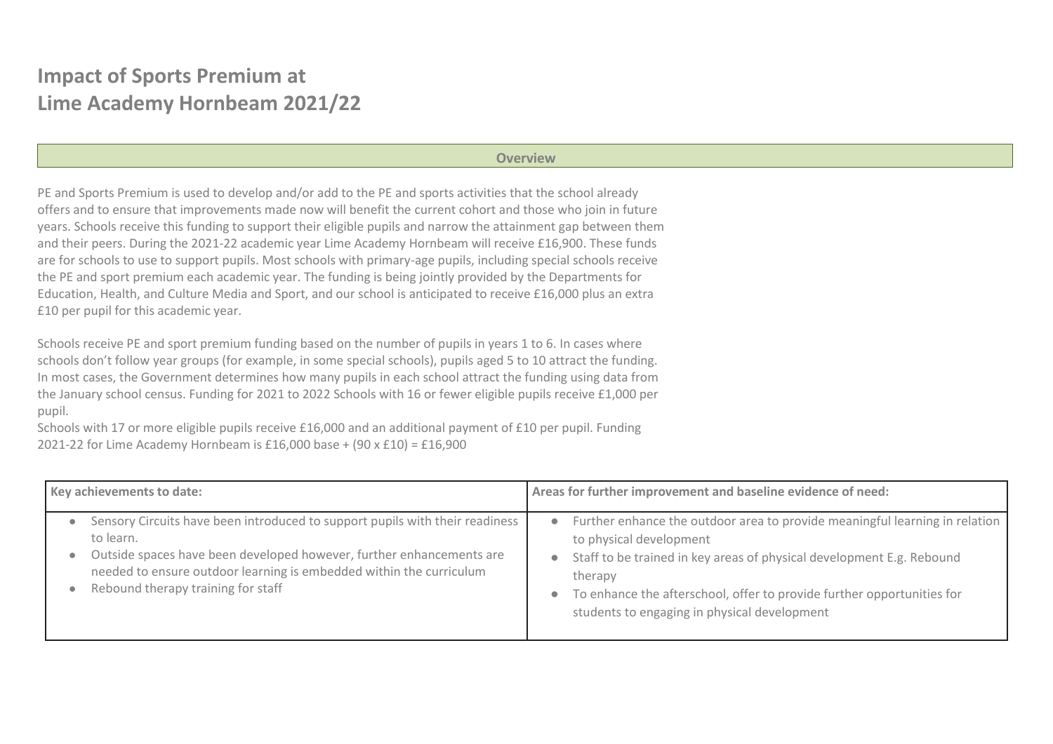# Impact of Sports Premium at Lime Academy Hornbeam 2021/22

## Overview

PE and Sports Premium is used to develop and/or add to the PE and sports activities that the school already offers and to ensure that improvements made now will benefit the current cohort and those who join in future years. Schools receive this funding to support their eligible pupils and narrow the attainment gap between them and their peers. During the 2021-22 academic year Lime Academy Hornbeam will receive £16,900. These funds are for schools to use to support pupils. Most schools with primary-age pupils, including special schools receive the PE and sport premium each academic year. The funding is being jointly provided by the Departments for Education, Health, and Culture Media and Sport, and our school is anticipated to receive £16,000 plus an extra £10 per pupil for this academic year.

Schools receive PE and sport premium funding based on the number of pupils in years 1 to 6. In cases where schools don't follow year groups (for example, in some special schools), pupils aged 5 to 10 attract the funding. In most cases, the Government determines how many pupils in each school attract the funding using data from the January school census. Funding for 2021 to 2022 Schools with 16 or fewer eligible pupils receive £1,000 per pupil.

Schools with 17 or more eligible pupils receive £16,000 and an additional payment of £10 per pupil. Funding 2021-22 for Lime Academy Hornbeam is £16,000 base + (90 x £10) = £16,900

| Key achievements to date: | Areas for further improvement and baseline evidence of need: |
|---|---|
| • Sensory Circuits have been introduced to support pupils with their readiness to learn.<br>• Outside spaces have been developed however, further enhancements are needed to ensure outdoor learning is embedded within the curriculum<br>• Rebound therapy training for staff | • Further enhance the outdoor area to provide meaningful learning in relation to physical development<br>• Staff to be trained in key areas of physical development E.g. Rebound therapy<br>• To enhance the afterschool, offer to provide further opportunities for students to engaging in physical development |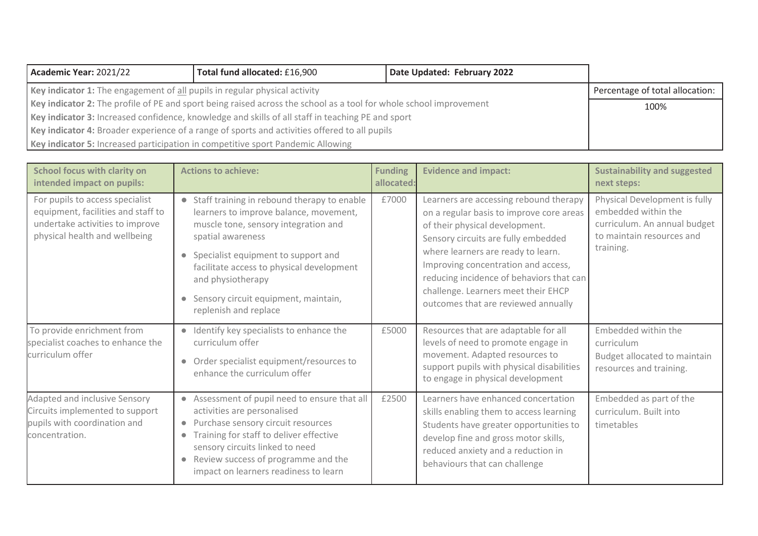| **Academic Year:** 2021/22 | **Total fund allocated:** £16,900 | **Date Updated: February 2022** | |
|---|---|---|---|
| **Key indicator 1:** The engagement of <u>all</u> pupils in regular physical activity | | | Percentage of total allocation: |
| **Key indicator 2:** The profile of PE and sport being raised across the school as a tool for whole school improvement | | | 100% |
| **Key indicator 3:** Increased confidence, knowledge and skills of all staff in teaching PE and sport | | | |
| **Key indicator 4:** Broader experience of a range of sports and activities offered to all pupils | | | |
| **Key indicator 5:** Increased participation in competitive sport Pandemic Allowing | | | |

| **School focus with clarity on intended impact on pupils:** | **Actions to achieve:** | **Funding allocated:** | **Evidence and impact:** | **Sustainability and suggested next steps:** |
|---|---|---|---|---|
| For pupils to access specialist equipment, facilities and staff to undertake activities to improve physical health and wellbeing | • Staff training in rebound therapy to enable learners to improve balance, movement, muscle tone, sensory integration and spatial awareness<br>• Specialist equipment to support and facilitate access to physical development and physiotherapy<br>• Sensory circuit equipment, maintain, replenish and replace | £7000 | Learners are accessing rebound therapy on a regular basis to improve core areas of their physical development.<br>Sensory circuits are fully embedded where learners are ready to learn. Improving concentration and access, reducing incidence of behaviors that can challenge. Learners meet their EHCP outcomes that are reviewed annually | Physical Development is fully embedded within the curriculum. An annual budget to maintain resources and training. |
| To provide enrichment from specialist coaches to enhance the curriculum offer | • Identify key specialists to enhance the curriculum offer<br>• Order specialist equipment/resources to enhance the curriculum offer | £5000 | Resources that are adaptable for all levels of need to promote engage in movement. Adapted resources to support pupils with physical disabilities to engage in physical development | Embedded within the curriculum<br>Budget allocated to maintain resources and training. |
| Adapted and inclusive Sensory Circuits implemented to support pupils with coordination and concentration. | • Assessment of pupil need to ensure that all activities are personalised<br>• Purchase sensory circuit resources<br>• Training for staff to deliver effective sensory circuits linked to need<br>• Review success of programme and the impact on learners readiness to learn | £2500 | Learners have enhanced concertation skills enabling them to access learning<br>Students have greater opportunities to develop fine and gross motor skills, reduced anxiety and a reduction in behaviours that can challenge | Embedded as part of the curriculum. Built into timetables |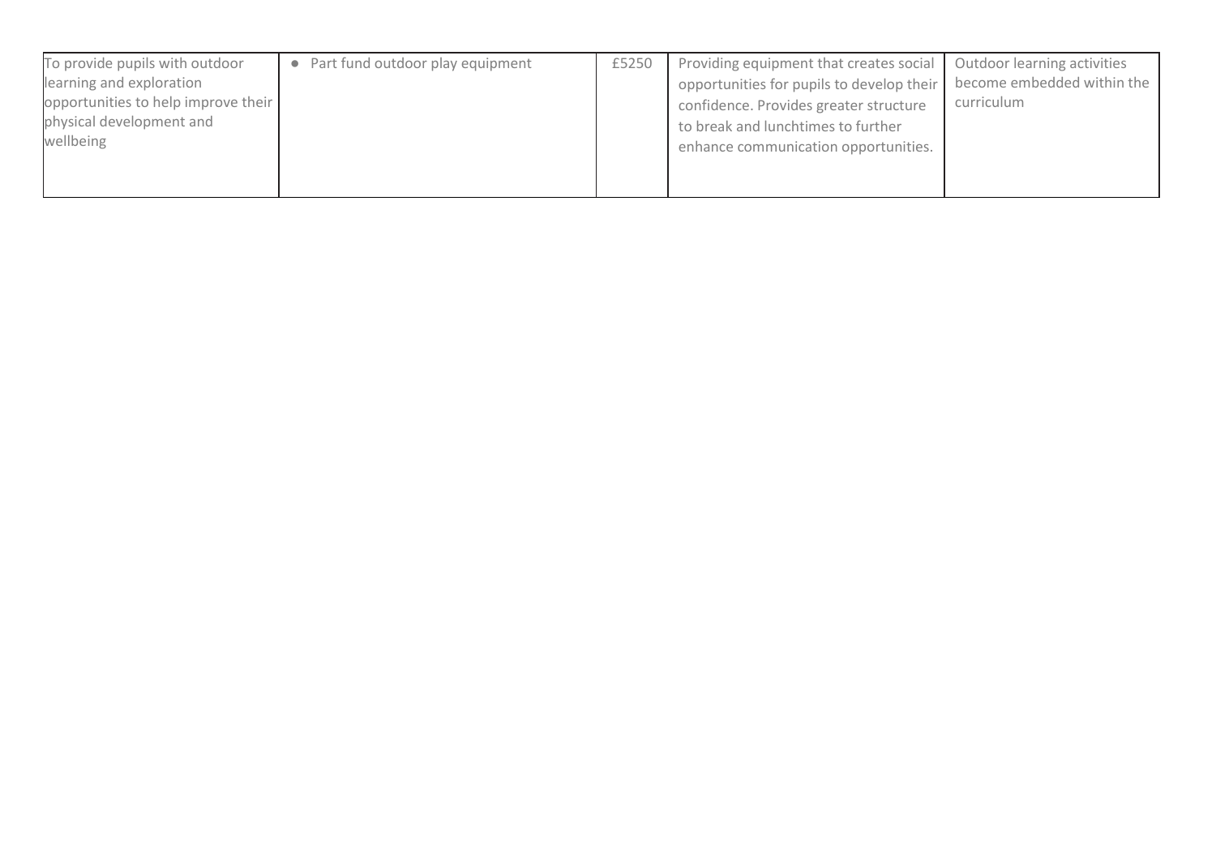| | | | | |
|---|---|---|---|---|
| To provide pupils with outdoor learning and exploration opportunities to help improve their physical development and wellbeing | • Part fund outdoor play equipment | £5250 | Providing equipment that creates social opportunities for pupils to develop their confidence. Provides greater structure to break and lunchtimes to further enhance communication opportunities. | Outdoor learning activities become embedded within the curriculum |